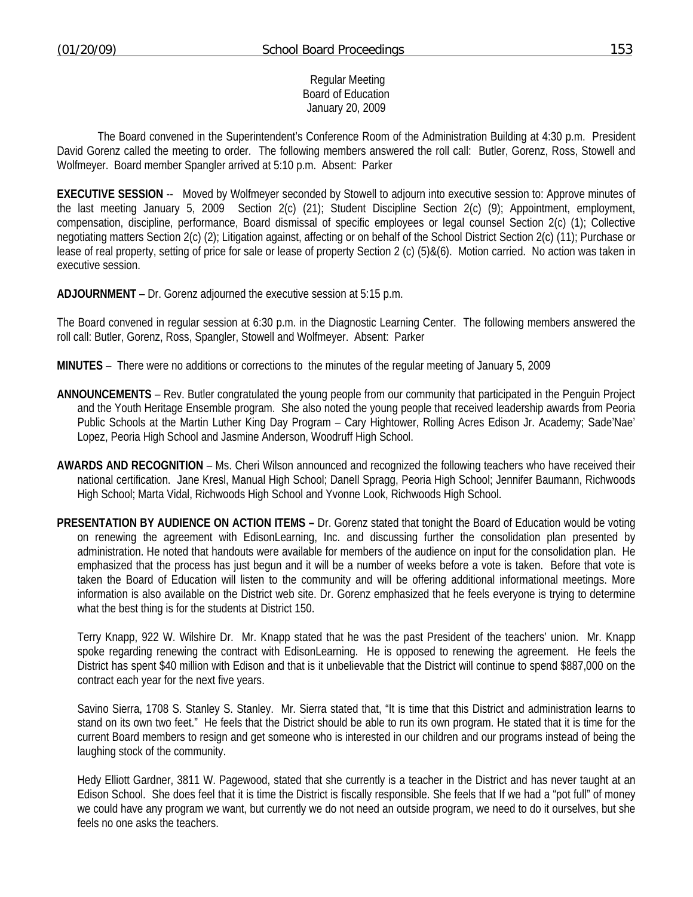Regular Meeting
Board of Education
January 20, 2009

The Board convened in the Superintendent's Conference Room of the Administration Building at 4:30 p.m. President David Gorenz called the meeting to order. The following members answered the roll call: Butler, Gorenz, Ross, Stowell and Wolfmeyer. Board member Spangler arrived at 5:10 p.m. Absent: Parker

**EXECUTIVE SESSION** -- Moved by Wolfmeyer seconded by Stowell to adjourn into executive session to: Approve minutes of the last meeting January 5, 2009 Section 2(c) (21); Student Discipline Section 2(c) (9); Appointment, employment, compensation, discipline, performance, Board dismissal of specific employees or legal counsel Section 2(c) (1); Collective negotiating matters Section 2(c) (2); Litigation against, affecting or on behalf of the School District Section 2(c) (11); Purchase or lease of real property, setting of price for sale or lease of property Section 2 (c) (5)&(6). Motion carried. No action was taken in executive session.

**ADJOURNMENT** – Dr. Gorenz adjourned the executive session at 5:15 p.m.

The Board convened in regular session at 6:30 p.m. in the Diagnostic Learning Center. The following members answered the roll call: Butler, Gorenz, Ross, Spangler, Stowell and Wolfmeyer. Absent: Parker

**MINUTES** – There were no additions or corrections to the minutes of the regular meeting of January 5, 2009

**ANNOUNCEMENTS** – Rev. Butler congratulated the young people from our community that participated in the Penguin Project and the Youth Heritage Ensemble program. She also noted the young people that received leadership awards from Peoria Public Schools at the Martin Luther King Day Program – Cary Hightower, Rolling Acres Edison Jr. Academy; Sade'Nae' Lopez, Peoria High School and Jasmine Anderson, Woodruff High School.

**AWARDS AND RECOGNITION** – Ms. Cheri Wilson announced and recognized the following teachers who have received their national certification. Jane Kresl, Manual High School; Danell Spragg, Peoria High School; Jennifer Baumann, Richwoods High School; Marta Vidal, Richwoods High School and Yvonne Look, Richwoods High School.

**PRESENTATION BY AUDIENCE ON ACTION ITEMS –** Dr. Gorenz stated that tonight the Board of Education would be voting on renewing the agreement with EdisonLearning, Inc. and discussing further the consolidation plan presented by administration. He noted that handouts were available for members of the audience on input for the consolidation plan. He emphasized that the process has just begun and it will be a number of weeks before a vote is taken. Before that vote is taken the Board of Education will listen to the community and will be offering additional informational meetings. More information is also available on the District web site. Dr. Gorenz emphasized that he feels everyone is trying to determine what the best thing is for the students at District 150.

Terry Knapp, 922 W. Wilshire Dr. Mr. Knapp stated that he was the past President of the teachers' union. Mr. Knapp spoke regarding renewing the contract with EdisonLearning. He is opposed to renewing the agreement. He feels the District has spent $40 million with Edison and that is it unbelievable that the District will continue to spend $887,000 on the contract each year for the next five years.

Savino Sierra, 1708 S. Stanley S. Stanley. Mr. Sierra stated that, "It is time that this District and administration learns to stand on its own two feet." He feels that the District should be able to run its own program. He stated that it is time for the current Board members to resign and get someone who is interested in our children and our programs instead of being the laughing stock of the community.

Hedy Elliott Gardner, 3811 W. Pagewood, stated that she currently is a teacher in the District and has never taught at an Edison School. She does feel that it is time the District is fiscally responsible. She feels that If we had a "pot full" of money we could have any program we want, but currently we do not need an outside program, we need to do it ourselves, but she feels no one asks the teachers.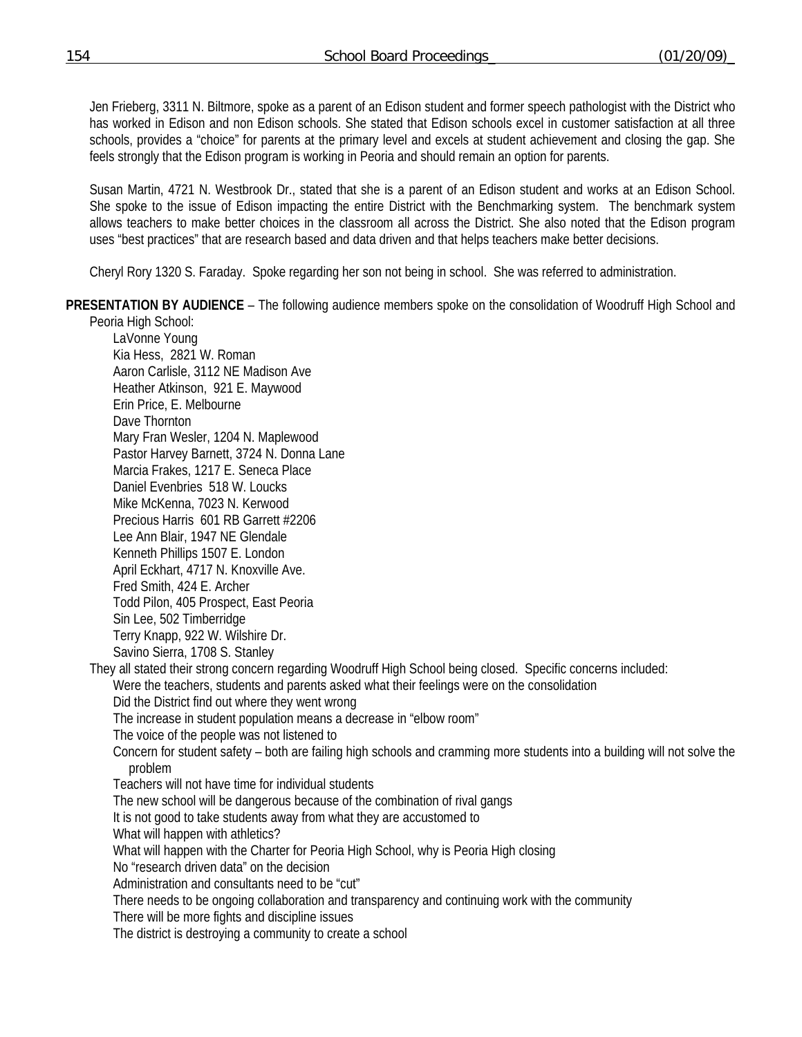Jen Frieberg, 3311 N. Biltmore, spoke as a parent of an Edison student and former speech pathologist with the District who has worked in Edison and non Edison schools. She stated that Edison schools excel in customer satisfaction at all three schools, provides a "choice" for parents at the primary level and excels at student achievement and closing the gap. She feels strongly that the Edison program is working in Peoria and should remain an option for parents.

Susan Martin, 4721 N. Westbrook Dr., stated that she is a parent of an Edison student and works at an Edison School. She spoke to the issue of Edison impacting the entire District with the Benchmarking system. The benchmark system allows teachers to make better choices in the classroom all across the District. She also noted that the Edison program uses "best practices" that are research based and data driven and that helps teachers make better decisions.

Cheryl Rory 1320 S. Faraday. Spoke regarding her son not being in school. She was referred to administration.

**PRESENTATION BY AUDIENCE** – The following audience members spoke on the consolidation of Woodruff High School and Peoria High School:

LaVonne Young
Kia Hess, 2821 W. Roman
Aaron Carlisle, 3112 NE Madison Ave
Heather Atkinson, 921 E. Maywood
Erin Price, E. Melbourne
Dave Thornton
Mary Fran Wesler, 1204 N. Maplewood
Pastor Harvey Barnett, 3724 N. Donna Lane
Marcia Frakes, 1217 E. Seneca Place
Daniel Evenbries 518 W. Loucks
Mike McKenna, 7023 N. Kerwood
Precious Harris 601 RB Garrett #2206
Lee Ann Blair, 1947 NE Glendale
Kenneth Phillips 1507 E. London
April Eckhart, 4717 N. Knoxville Ave.
Fred Smith, 424 E. Archer
Todd Pilon, 405 Prospect, East Peoria
Sin Lee, 502 Timberridge
Terry Knapp, 922 W. Wilshire Dr.
Savino Sierra, 1708 S. Stanley

They all stated their strong concern regarding Woodruff High School being closed. Specific concerns included:

- Were the teachers, students and parents asked what their feelings were on the consolidation
- Did the District find out where they went wrong
- The increase in student population means a decrease in "elbow room"
- The voice of the people was not listened to
- Concern for student safety – both are failing high schools and cramming more students into a building will not solve the problem
- Teachers will not have time for individual students
- The new school will be dangerous because of the combination of rival gangs
- It is not good to take students away from what they are accustomed to
- What will happen with athletics?
- What will happen with the Charter for Peoria High School, why is Peoria High closing
- No "research driven data" on the decision
- Administration and consultants need to be "cut"
- There needs to be ongoing collaboration and transparency and continuing work with the community
- There will be more fights and discipline issues
- The district is destroying a community to create a school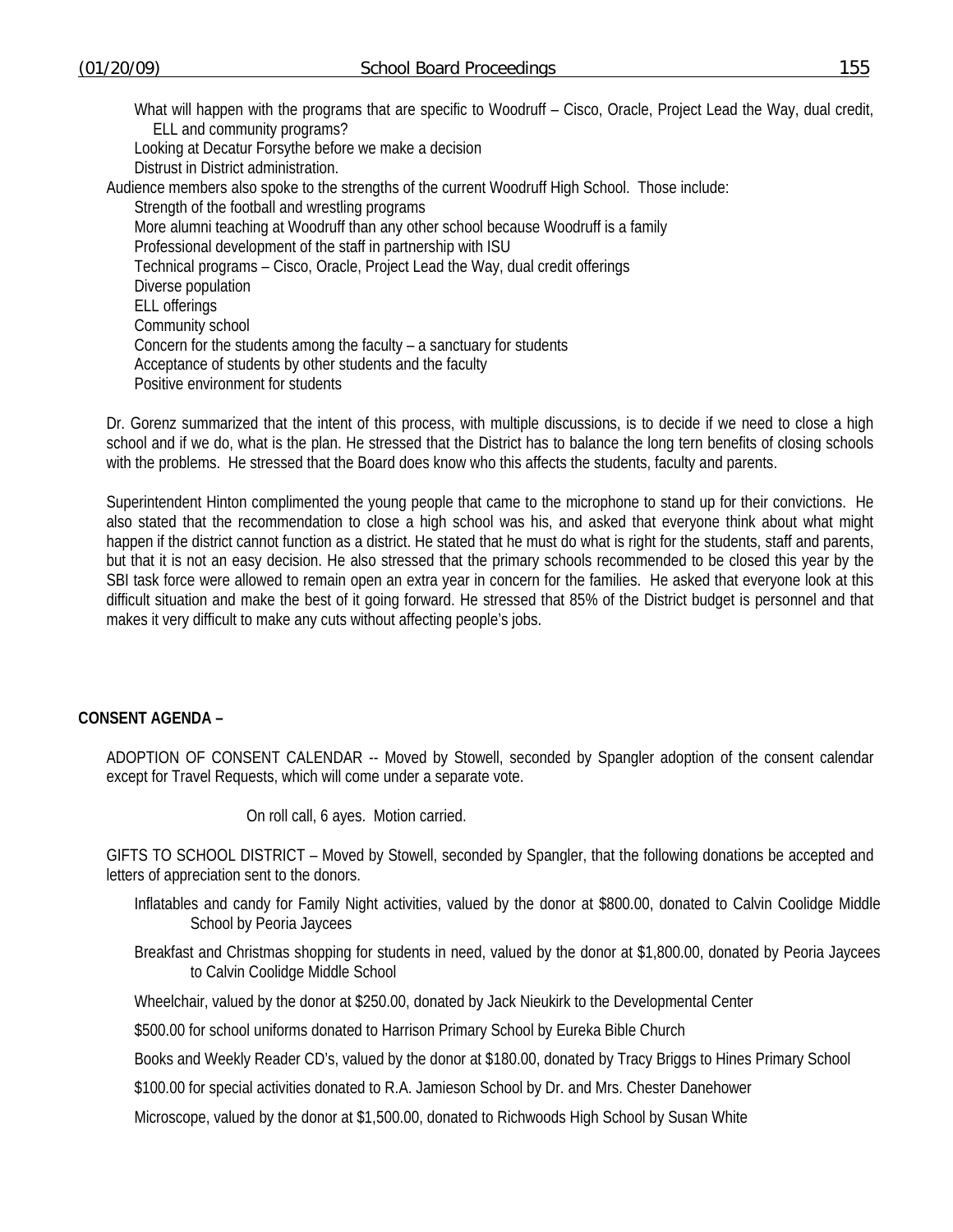What will happen with the programs that are specific to Woodruff – Cisco, Oracle, Project Lead the Way, dual credit, ELL and community programs?

Looking at Decatur Forsythe before we make a decision

Distrust in District administration.

Audience members also spoke to the strengths of the current Woodruff High School. Those include:

- Strength of the football and wrestling programs
- More alumni teaching at Woodruff than any other school because Woodruff is a family
- Professional development of the staff in partnership with ISU
- Technical programs – Cisco, Oracle, Project Lead the Way, dual credit offerings
- Diverse population
- ELL offerings
- Community school
- Concern for the students among the faculty – a sanctuary for students
- Acceptance of students by other students and the faculty
- Positive environment for students

Dr. Gorenz summarized that the intent of this process, with multiple discussions, is to decide if we need to close a high school and if we do, what is the plan. He stressed that the District has to balance the long tern benefits of closing schools with the problems. He stressed that the Board does know who this affects the students, faculty and parents.

Superintendent Hinton complimented the young people that came to the microphone to stand up for their convictions. He also stated that the recommendation to close a high school was his, and asked that everyone think about what might happen if the district cannot function as a district. He stated that he must do what is right for the students, staff and parents, but that it is not an easy decision. He also stressed that the primary schools recommended to be closed this year by the SBI task force were allowed to remain open an extra year in concern for the families. He asked that everyone look at this difficult situation and make the best of it going forward. He stressed that 85% of the District budget is personnel and that makes it very difficult to make any cuts without affecting people's jobs.

**CONSENT AGENDA –**

ADOPTION OF CONSENT CALENDAR -- Moved by Stowell, seconded by Spangler adoption of the consent calendar except for Travel Requests, which will come under a separate vote.

On roll call, 6 ayes. Motion carried.

GIFTS TO SCHOOL DISTRICT – Moved by Stowell, seconded by Spangler, that the following donations be accepted and letters of appreciation sent to the donors.

Inflatables and candy for Family Night activities, valued by the donor at $800.00, donated to Calvin Coolidge Middle School by Peoria Jaycees

Breakfast and Christmas shopping for students in need, valued by the donor at $1,800.00, donated by Peoria Jaycees to Calvin Coolidge Middle School

Wheelchair, valued by the donor at $250.00, donated by Jack Nieukirk to the Developmental Center

$500.00 for school uniforms donated to Harrison Primary School by Eureka Bible Church

Books and Weekly Reader CD's, valued by the donor at $180.00, donated by Tracy Briggs to Hines Primary School

$100.00 for special activities donated to R.A. Jamieson School by Dr. and Mrs. Chester Danehower

Microscope, valued by the donor at $1,500.00, donated to Richwoods High School by Susan White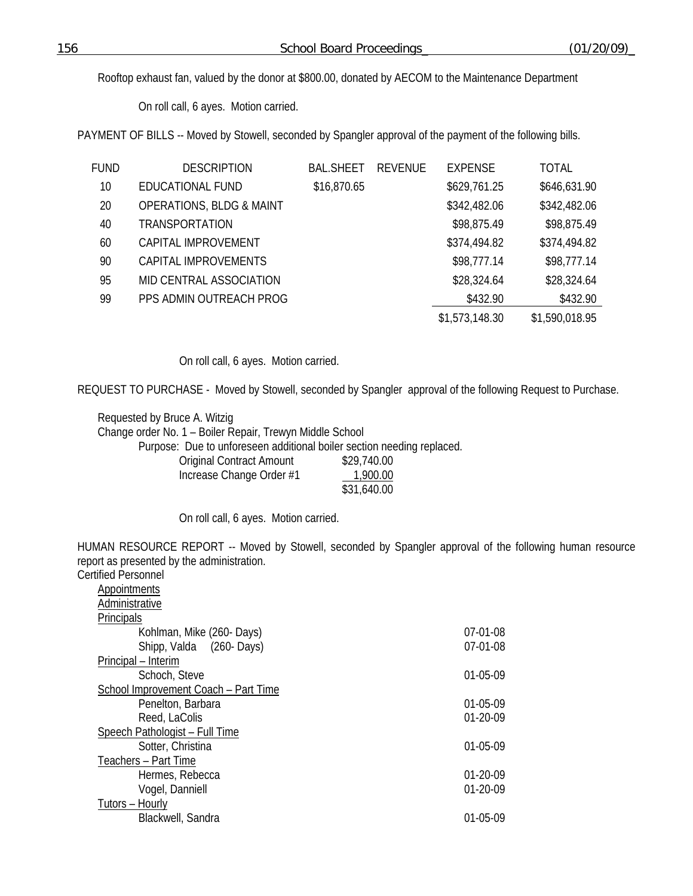Rooftop exhaust fan, valued by the donor at $800.00, donated by AECOM to the Maintenance Department

On roll call, 6 ayes. Motion carried.

PAYMENT OF BILLS -- Moved by Stowell, seconded by Spangler approval of the payment of the following bills.

| FUND | DESCRIPTION | BAL.SHEET | REVENUE | EXPENSE | TOTAL |
|---|---|---|---|---|---|
| 10 | EDUCATIONAL FUND | $16,870.65 | | $629,761.25 | $646,631.90 |
| 20 | OPERATIONS, BLDG & MAINT | | | $342,482.06 | $342,482.06 |
| 40 | TRANSPORTATION | | | $98,875.49 | $98,875.49 |
| 60 | CAPITAL IMPROVEMENT | | | $374,494.82 | $374,494.82 |
| 90 | CAPITAL IMPROVEMENTS | | | $98,777.14 | $98,777.14 |
| 95 | MID CENTRAL ASSOCIATION | | | $28,324.64 | $28,324.64 |
| 99 | PPS ADMIN OUTREACH PROG | | | $432.90 | $432.90 |
| | | | | $1,573,148.30 | $1,590,018.95 |

On roll call, 6 ayes. Motion carried.

REQUEST TO PURCHASE - Moved by Stowell, seconded by Spangler approval of the following Request to Purchase.

Requested by Bruce A. Witzig
Change order No. 1 – Boiler Repair, Trewyn Middle School
Purpose: Due to unforeseen additional boiler section needing replaced.

| | |
|---|---|
| Original Contract Amount | $29,740.00 |
| Increase Change Order #1 | 1,900.00 |
| | $31,640.00 |

On roll call, 6 ayes. Motion carried.

HUMAN RESOURCE REPORT -- Moved by Stowell, seconded by Spangler approval of the following human resource report as presented by the administration.

Certified Personnel

Appointments

Administrative

Principals

| | |
|---|---|
| Kohlman, Mike (260- Days) | 07-01-08 |
| Shipp, Valda (260- Days) | 07-01-08 |

Principal – Interim

| | |
|---|---|
| Schoch, Steve | 01-05-09 |

School Improvement Coach – Part Time

| | |
|---|---|
| Penelton, Barbara | 01-05-09 |
| Reed, LaColis | 01-20-09 |

Speech Pathologist – Full Time

| | |
|---|---|
| Sotter, Christina | 01-05-09 |

Teachers – Part Time

| | |
|---|---|
| Hermes, Rebecca | 01-20-09 |
| Vogel, Danniell | 01-20-09 |

Tutors – Hourly

| | |
|---|---|
| Blackwell, Sandra | 01-05-09 |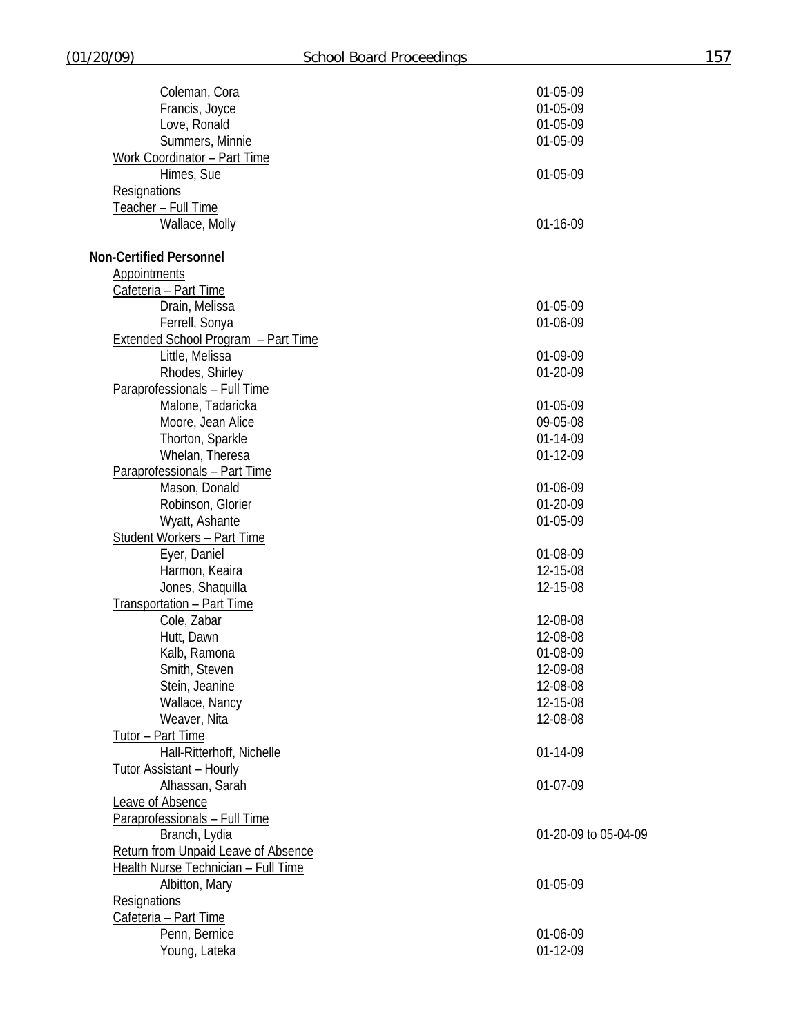| | |
|---|---|
| Coleman, Cora | 01-05-09 |
| Francis, Joyce | 01-05-09 |
| Love, Ronald | 01-05-09 |
| Summers, Minnie | 01-05-09 |
| Work Coordinator – Part Time | |
| Himes, Sue | 01-05-09 |
| Resignations | |
| Teacher – Full Time | |
| Wallace, Molly | 01-16-09 |

**Non-Certified Personnel**

| | |
|---|---|
| Appointments | |
| Cafeteria – Part Time | |
| Drain, Melissa | 01-05-09 |
| Ferrell, Sonya | 01-06-09 |
| Extended School Program – Part Time | |
| Little, Melissa | 01-09-09 |
| Rhodes, Shirley | 01-20-09 |
| Paraprofessionals – Full Time | |
| Malone, Tadaricka | 01-05-09 |
| Moore, Jean Alice | 09-05-08 |
| Thorton, Sparkle | 01-14-09 |
| Whelan, Theresa | 01-12-09 |
| Paraprofessionals – Part Time | |
| Mason, Donald | 01-06-09 |
| Robinson, Glorier | 01-20-09 |
| Wyatt, Ashante | 01-05-09 |
| Student Workers – Part Time | |
| Eyer, Daniel | 01-08-09 |
| Harmon, Keaira | 12-15-08 |
| Jones, Shaquilla | 12-15-08 |
| Transportation – Part Time | |
| Cole, Zabar | 12-08-08 |
| Hutt, Dawn | 12-08-08 |
| Kalb, Ramona | 01-08-09 |
| Smith, Steven | 12-09-08 |
| Stein, Jeanine | 12-08-08 |
| Wallace, Nancy | 12-15-08 |
| Weaver, Nita | 12-08-08 |
| Tutor – Part Time | |
| Hall-Ritterhoff, Nichelle | 01-14-09 |
| Tutor Assistant – Hourly | |
| Alhassan, Sarah | 01-07-09 |
| Leave of Absence | |
| Paraprofessionals – Full Time | |
| Branch, Lydia | 01-20-09 to 05-04-09 |
| Return from Unpaid Leave of Absence | |
| Health Nurse Technician – Full Time | |
| Albitton, Mary | 01-05-09 |
| Resignations | |
| Cafeteria – Part Time | |
| Penn, Bernice | 01-06-09 |
| Young, Lateka | 01-12-09 |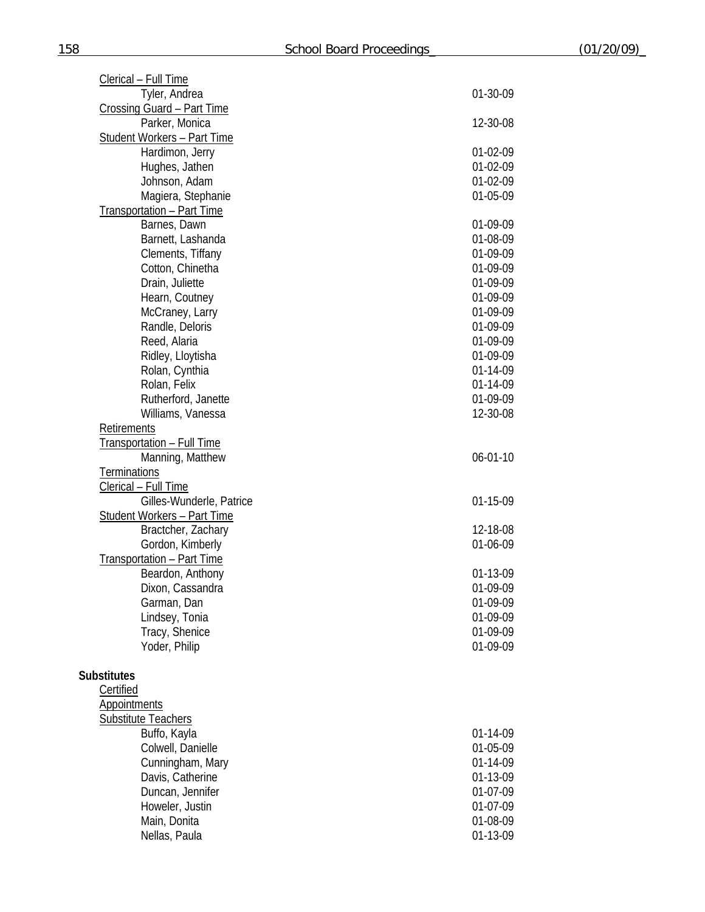Clerical – Full Time

| | |
|---|---|
| Tyler, Andrea | 01-30-09 |

Crossing Guard – Part Time

| | |
|---|---|
| Parker, Monica | 12-30-08 |

Student Workers – Part Time

| | |
|---|---|
| Hardimon, Jerry | 01-02-09 |
| Hughes, Jathen | 01-02-09 |
| Johnson, Adam | 01-02-09 |
| Magiera, Stephanie | 01-05-09 |

Transportation – Part Time

| | |
|---|---|
| Barnes, Dawn | 01-09-09 |
| Barnett, Lashanda | 01-08-09 |
| Clements, Tiffany | 01-09-09 |
| Cotton, Chinetha | 01-09-09 |
| Drain, Juliette | 01-09-09 |
| Hearn, Coutney | 01-09-09 |
| McCraney, Larry | 01-09-09 |
| Randle, Deloris | 01-09-09 |
| Reed, Alaria | 01-09-09 |
| Ridley, Lloytisha | 01-09-09 |
| Rolan, Cynthia | 01-14-09 |
| Rolan, Felix | 01-14-09 |
| Rutherford, Janette | 01-09-09 |
| Williams, Vanessa | 12-30-08 |

Retirements

Transportation – Full Time

| | |
|---|---|
| Manning, Matthew | 06-01-10 |

Terminations

Clerical – Full Time

| | |
|---|---|
| Gilles-Wunderle, Patrice | 01-15-09 |

Student Workers – Part Time

| | |
|---|---|
| Bractcher, Zachary | 12-18-08 |
| Gordon, Kimberly | 01-06-09 |

Transportation – Part Time

| | |
|---|---|
| Beardon, Anthony | 01-13-09 |
| Dixon, Cassandra | 01-09-09 |
| Garman, Dan | 01-09-09 |
| Lindsey, Tonia | 01-09-09 |
| Tracy, Shenice | 01-09-09 |
| Yoder, Philip | 01-09-09 |

**Substitutes**

Certified

Appointments

Substitute Teachers

| | |
|---|---|
| Buffo, Kayla | 01-14-09 |
| Colwell, Danielle | 01-05-09 |
| Cunningham, Mary | 01-14-09 |
| Davis, Catherine | 01-13-09 |
| Duncan, Jennifer | 01-07-09 |
| Howeler, Justin | 01-07-09 |
| Main, Donita | 01-08-09 |
| Nellas, Paula | 01-13-09 |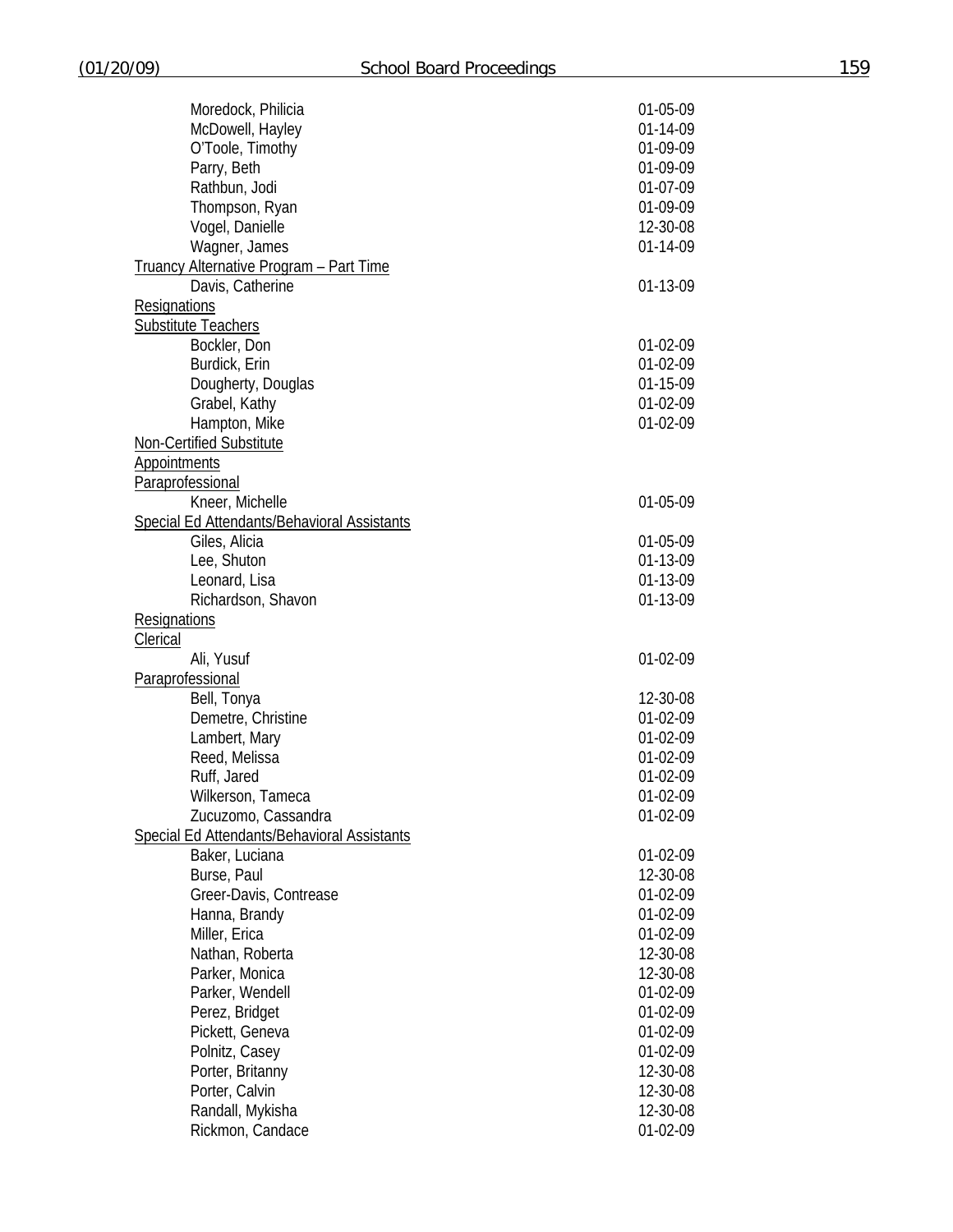| | |
|---|---|
| Moredock, Philicia | 01-05-09 |
| McDowell, Hayley | 01-14-09 |
| O'Toole, Timothy | 01-09-09 |
| Parry, Beth | 01-09-09 |
| Rathbun, Jodi | 01-07-09 |
| Thompson, Ryan | 01-09-09 |
| Vogel, Danielle | 12-30-08 |
| Wagner, James | 01-14-09 |

Truancy Alternative Program – Part Time

| | |
|---|---|
| Davis, Catherine | 01-13-09 |

Resignations

Substitute Teachers

| | |
|---|---|
| Bockler, Don | 01-02-09 |
| Burdick, Erin | 01-02-09 |
| Dougherty, Douglas | 01-15-09 |
| Grabel, Kathy | 01-02-09 |
| Hampton, Mike | 01-02-09 |

Non-Certified Substitute

Appointments

Paraprofessional

| | |
|---|---|
| Kneer, Michelle | 01-05-09 |

Special Ed Attendants/Behavioral Assistants

| | |
|---|---|
| Giles, Alicia | 01-05-09 |
| Lee, Shuton | 01-13-09 |
| Leonard, Lisa | 01-13-09 |
| Richardson, Shavon | 01-13-09 |

Resignations

Clerical

| | |
|---|---|
| Ali, Yusuf | 01-02-09 |

Paraprofessional

| | |
|---|---|
| Bell, Tonya | 12-30-08 |
| Demetre, Christine | 01-02-09 |
| Lambert, Mary | 01-02-09 |
| Reed, Melissa | 01-02-09 |
| Ruff, Jared | 01-02-09 |
| Wilkerson, Tameca | 01-02-09 |
| Zucuzomo, Cassandra | 01-02-09 |

Special Ed Attendants/Behavioral Assistants

| | |
|---|---|
| Baker, Luciana | 01-02-09 |
| Burse, Paul | 12-30-08 |
| Greer-Davis, Contrease | 01-02-09 |
| Hanna, Brandy | 01-02-09 |
| Miller, Erica | 01-02-09 |
| Nathan, Roberta | 12-30-08 |
| Parker, Monica | 12-30-08 |
| Parker, Wendell | 01-02-09 |
| Perez, Bridget | 01-02-09 |
| Pickett, Geneva | 01-02-09 |
| Polnitz, Casey | 01-02-09 |
| Porter, Britanny | 12-30-08 |
| Porter, Calvin | 12-30-08 |
| Randall, Mykisha | 12-30-08 |
| Rickmon, Candace | 01-02-09 |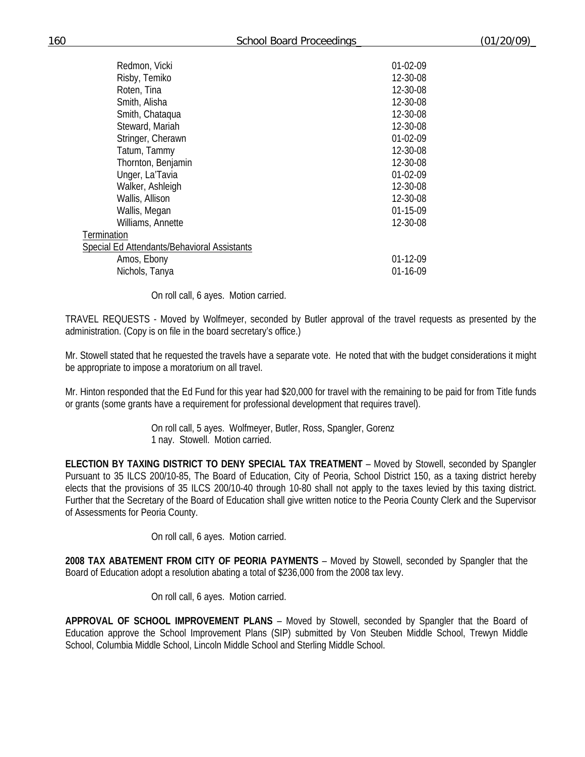| | |
|---|---|
| Redmon, Vicki | 01-02-09 |
| Risby, Temiko | 12-30-08 |
| Roten, Tina | 12-30-08 |
| Smith, Alisha | 12-30-08 |
| Smith, Chataqua | 12-30-08 |
| Steward, Mariah | 12-30-08 |
| Stringer, Cherawn | 01-02-09 |
| Tatum, Tammy | 12-30-08 |
| Thornton, Benjamin | 12-30-08 |
| Unger, La'Tavia | 01-02-09 |
| Walker, Ashleigh | 12-30-08 |
| Wallis, Allison | 12-30-08 |
| Wallis, Megan | 01-15-09 |
| Williams, Annette | 12-30-08 |

Termination

Special Ed Attendants/Behavioral Assistants

| | |
|---|---|
| Amos, Ebony | 01-12-09 |
| Nichols, Tanya | 01-16-09 |

On roll call, 6 ayes. Motion carried.

TRAVEL REQUESTS - Moved by Wolfmeyer, seconded by Butler approval of the travel requests as presented by the administration. (Copy is on file in the board secretary's office.)

Mr. Stowell stated that he requested the travels have a separate vote. He noted that with the budget considerations it might be appropriate to impose a moratorium on all travel.

Mr. Hinton responded that the Ed Fund for this year had $20,000 for travel with the remaining to be paid for from Title funds or grants (some grants have a requirement for professional development that requires travel).

On roll call, 5 ayes. Wolfmeyer, Butler, Ross, Spangler, Gorenz
1 nay. Stowell. Motion carried.

**ELECTION BY TAXING DISTRICT TO DENY SPECIAL TAX TREATMENT** – Moved by Stowell, seconded by Spangler Pursuant to 35 ILCS 200/10-85, The Board of Education, City of Peoria, School District 150, as a taxing district hereby elects that the provisions of 35 ILCS 200/10-40 through 10-80 shall not apply to the taxes levied by this taxing district. Further that the Secretary of the Board of Education shall give written notice to the Peoria County Clerk and the Supervisor of Assessments for Peoria County.

On roll call, 6 ayes. Motion carried.

**2008 TAX ABATEMENT FROM CITY OF PEORIA PAYMENTS** – Moved by Stowell, seconded by Spangler that the Board of Education adopt a resolution abating a total of $236,000 from the 2008 tax levy.

On roll call, 6 ayes. Motion carried.

**APPROVAL OF SCHOOL IMPROVEMENT PLANS** – Moved by Stowell, seconded by Spangler that the Board of Education approve the School Improvement Plans (SIP) submitted by Von Steuben Middle School, Trewyn Middle School, Columbia Middle School, Lincoln Middle School and Sterling Middle School.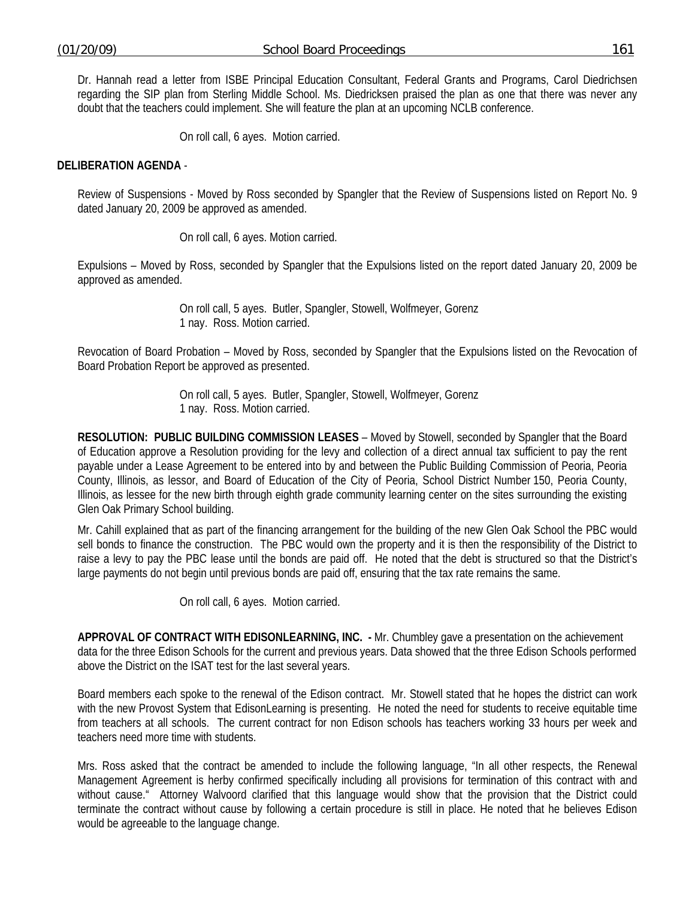Dr. Hannah read a letter from ISBE Principal Education Consultant, Federal Grants and Programs, Carol Diedrichsen regarding the SIP plan from Sterling Middle School. Ms. Diedricksen praised the plan as one that there was never any doubt that the teachers could implement. She will feature the plan at an upcoming NCLB conference.

On roll call, 6 ayes. Motion carried.

**DELIBERATION AGENDA** -

Review of Suspensions - Moved by Ross seconded by Spangler that the Review of Suspensions listed on Report No. 9 dated January 20, 2009 be approved as amended.

On roll call, 6 ayes. Motion carried.

Expulsions – Moved by Ross, seconded by Spangler that the Expulsions listed on the report dated January 20, 2009 be approved as amended.

On roll call, 5 ayes. Butler, Spangler, Stowell, Wolfmeyer, Gorenz
1 nay. Ross. Motion carried.

Revocation of Board Probation – Moved by Ross, seconded by Spangler that the Expulsions listed on the Revocation of Board Probation Report be approved as presented.

On roll call, 5 ayes. Butler, Spangler, Stowell, Wolfmeyer, Gorenz
1 nay. Ross. Motion carried.

**RESOLUTION: PUBLIC BUILDING COMMISSION LEASES** – Moved by Stowell, seconded by Spangler that the Board of Education approve a Resolution providing for the levy and collection of a direct annual tax sufficient to pay the rent payable under a Lease Agreement to be entered into by and between the Public Building Commission of Peoria, Peoria County, Illinois, as lessor, and Board of Education of the City of Peoria, School District Number 150, Peoria County, Illinois, as lessee for the new birth through eighth grade community learning center on the sites surrounding the existing Glen Oak Primary School building.

Mr. Cahill explained that as part of the financing arrangement for the building of the new Glen Oak School the PBC would sell bonds to finance the construction. The PBC would own the property and it is then the responsibility of the District to raise a levy to pay the PBC lease until the bonds are paid off. He noted that the debt is structured so that the District's large payments do not begin until previous bonds are paid off, ensuring that the tax rate remains the same.

On roll call, 6 ayes. Motion carried.

**APPROVAL OF CONTRACT WITH EDISONLEARNING, INC. -** Mr. Chumbley gave a presentation on the achievement data for the three Edison Schools for the current and previous years. Data showed that the three Edison Schools performed above the District on the ISAT test for the last several years.

Board members each spoke to the renewal of the Edison contract. Mr. Stowell stated that he hopes the district can work with the new Provost System that EdisonLearning is presenting. He noted the need for students to receive equitable time from teachers at all schools. The current contract for non Edison schools has teachers working 33 hours per week and teachers need more time with students.

Mrs. Ross asked that the contract be amended to include the following language, "In all other respects, the Renewal Management Agreement is herby confirmed specifically including all provisions for termination of this contract with and without cause." Attorney Walvoord clarified that this language would show that the provision that the District could terminate the contract without cause by following a certain procedure is still in place. He noted that he believes Edison would be agreeable to the language change.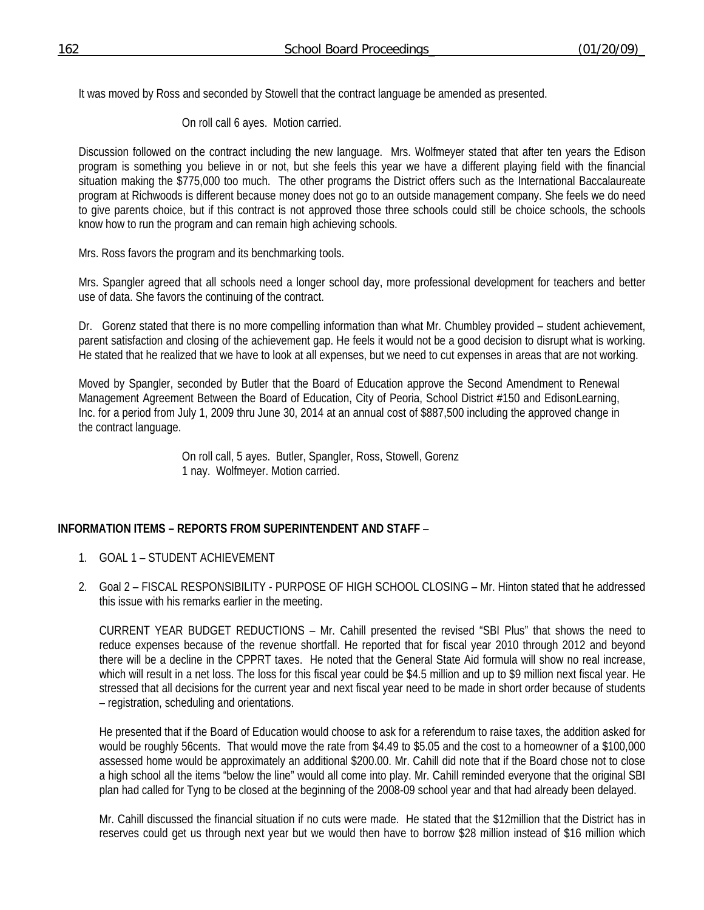It was moved by Ross and seconded by Stowell that the contract language be amended as presented.

On roll call 6 ayes. Motion carried.

Discussion followed on the contract including the new language. Mrs. Wolfmeyer stated that after ten years the Edison program is something you believe in or not, but she feels this year we have a different playing field with the financial situation making the $775,000 too much. The other programs the District offers such as the International Baccalaureate program at Richwoods is different because money does not go to an outside management company. She feels we do need to give parents choice, but if this contract is not approved those three schools could still be choice schools, the schools know how to run the program and can remain high achieving schools.

Mrs. Ross favors the program and its benchmarking tools.

Mrs. Spangler agreed that all schools need a longer school day, more professional development for teachers and better use of data. She favors the continuing of the contract.

Dr. Gorenz stated that there is no more compelling information than what Mr. Chumbley provided – student achievement, parent satisfaction and closing of the achievement gap. He feels it would not be a good decision to disrupt what is working. He stated that he realized that we have to look at all expenses, but we need to cut expenses in areas that are not working.

Moved by Spangler, seconded by Butler that the Board of Education approve the Second Amendment to Renewal Management Agreement Between the Board of Education, City of Peoria, School District #150 and EdisonLearning, Inc. for a period from July 1, 2009 thru June 30, 2014 at an annual cost of $887,500 including the approved change in the contract language.

On roll call, 5 ayes. Butler, Spangler, Ross, Stowell, Gorenz
1 nay. Wolfmeyer. Motion carried.

**INFORMATION ITEMS – REPORTS FROM SUPERINTENDENT AND STAFF** –

1. GOAL 1 – STUDENT ACHIEVEMENT

2. Goal 2 – FISCAL RESPONSIBILITY - PURPOSE OF HIGH SCHOOL CLOSING – Mr. Hinton stated that he addressed this issue with his remarks earlier in the meeting.

   CURRENT YEAR BUDGET REDUCTIONS – Mr. Cahill presented the revised "SBI Plus" that shows the need to reduce expenses because of the revenue shortfall. He reported that for fiscal year 2010 through 2012 and beyond there will be a decline in the CPPRT taxes. He noted that the General State Aid formula will show no real increase, which will result in a net loss. The loss for this fiscal year could be $4.5 million and up to $9 million next fiscal year. He stressed that all decisions for the current year and next fiscal year need to be made in short order because of students – registration, scheduling and orientations.

   He presented that if the Board of Education would choose to ask for a referendum to raise taxes, the addition asked for would be roughly 56cents. That would move the rate from $4.49 to $5.05 and the cost to a homeowner of a $100,000 assessed home would be approximately an additional $200.00. Mr. Cahill did note that if the Board chose not to close a high school all the items "below the line" would all come into play. Mr. Cahill reminded everyone that the original SBI plan had called for Tyng to be closed at the beginning of the 2008-09 school year and that had already been delayed.

   Mr. Cahill discussed the financial situation if no cuts were made. He stated that the $12million that the District has in reserves could get us through next year but we would then have to borrow $28 million instead of $16 million which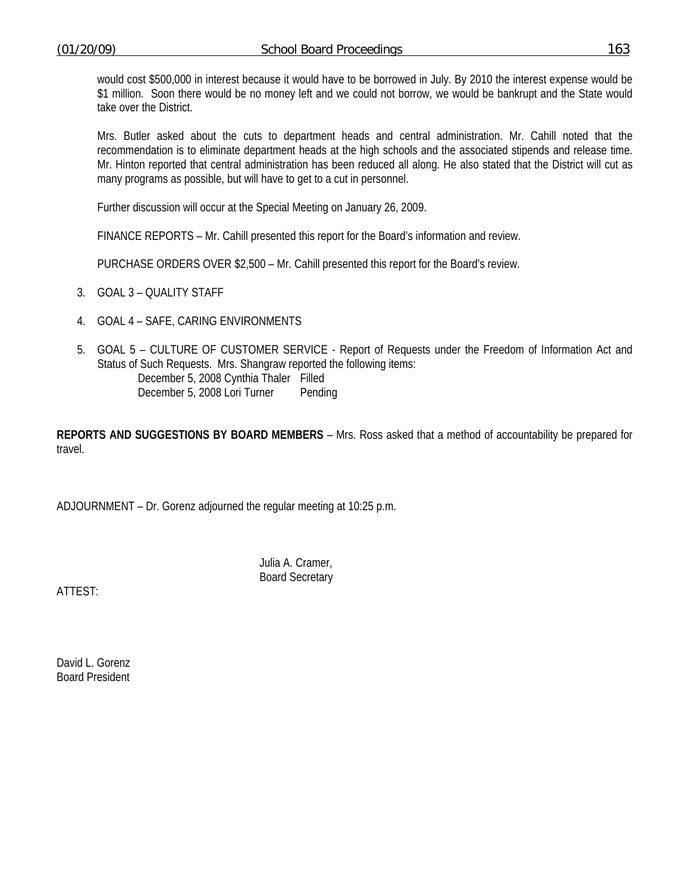would cost $500,000 in interest because it would have to be borrowed in July. By 2010 the interest expense would be $1 million. Soon there would be no money left and we could not borrow, we would be bankrupt and the State would take over the District.

Mrs. Butler asked about the cuts to department heads and central administration. Mr. Cahill noted that the recommendation is to eliminate department heads at the high schools and the associated stipends and release time. Mr. Hinton reported that central administration has been reduced all along. He also stated that the District will cut as many programs as possible, but will have to get to a cut in personnel.

Further discussion will occur at the Special Meeting on January 26, 2009.

FINANCE REPORTS – Mr. Cahill presented this report for the Board's information and review.

PURCHASE ORDERS OVER $2,500 – Mr. Cahill presented this report for the Board's review.

3. GOAL 3 – QUALITY STAFF

4. GOAL 4 – SAFE, CARING ENVIRONMENTS

5. GOAL 5 – CULTURE OF CUSTOMER SERVICE - Report of Requests under the Freedom of Information Act and Status of Such Requests. Mrs. Shangraw reported the following items:

   December 5, 2008 Cynthia Thaler Filled
   December 5, 2008 Lori Turner Pending

**REPORTS AND SUGGESTIONS BY BOARD MEMBERS** – Mrs. Ross asked that a method of accountability be prepared for travel.

ADJOURNMENT – Dr. Gorenz adjourned the regular meeting at 10:25 p.m.

Julia A. Cramer,
Board Secretary

ATTEST:

David L. Gorenz
Board President